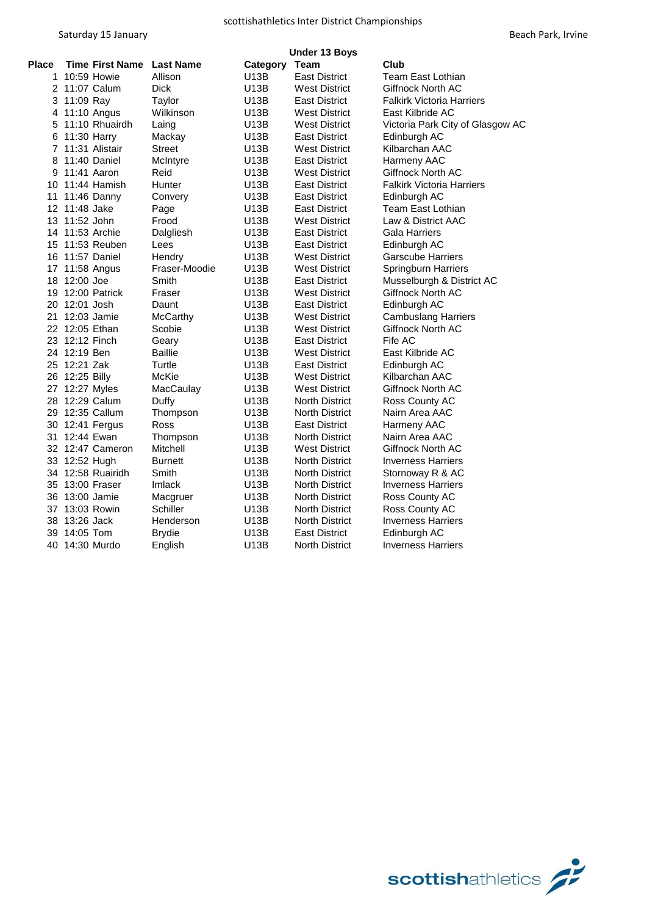# scottishathletics Inter District Championships

Saturday 15 January

Beach Park, Irvine

## Under 13 Boys

| Place | Time | First Name | Last Name | Category | Team | Club |
|---|---|---|---|---|---|---|
| 1 | 10:59 | Howie | Allison | U13B | East District | Team East Lothian |
| 2 | 11:07 | Calum | Dick | U13B | West District | Giffnock North AC |
| 3 | 11:09 | Ray | Taylor | U13B | East District | Falkirk Victoria Harriers |
| 4 | 11:10 | Angus | Wilkinson | U13B | West District | East Kilbride AC |
| 5 | 11:10 | Rhuairdh | Laing | U13B | West District | Victoria Park City of Glasgow AC |
| 6 | 11:30 | Harry | Mackay | U13B | East District | Edinburgh AC |
| 7 | 11:31 | Alistair | Street | U13B | West District | Kilbarchan AAC |
| 8 | 11:40 | Daniel | McIntyre | U13B | East District | Harmeny AAC |
| 9 | 11:41 | Aaron | Reid | U13B | West District | Giffnock North AC |
| 10 | 11:44 | Hamish | Hunter | U13B | East District | Falkirk Victoria Harriers |
| 11 | 11:46 | Danny | Convery | U13B | East District | Edinburgh AC |
| 12 | 11:48 | Jake | Page | U13B | East District | Team East Lothian |
| 13 | 11:52 | John | Frood | U13B | West District | Law & District AAC |
| 14 | 11:53 | Archie | Dalgliesh | U13B | East District | Gala Harriers |
| 15 | 11:53 | Reuben | Lees | U13B | East District | Edinburgh AC |
| 16 | 11:57 | Daniel | Hendry | U13B | West District | Garscube Harriers |
| 17 | 11:58 | Angus | Fraser-Moodie | U13B | West District | Springburn Harriers |
| 18 | 12:00 | Joe | Smith | U13B | East District | Musselburgh & District AC |
| 19 | 12:00 | Patrick | Fraser | U13B | West District | Giffnock North AC |
| 20 | 12:01 | Josh | Daunt | U13B | East District | Edinburgh AC |
| 21 | 12:03 | Jamie | McCarthy | U13B | West District | Cambuslang Harriers |
| 22 | 12:05 | Ethan | Scobie | U13B | West District | Giffnock North AC |
| 23 | 12:12 | Finch | Geary | U13B | East District | Fife AC |
| 24 | 12:19 | Ben | Baillie | U13B | West District | East Kilbride AC |
| 25 | 12:21 | Zak | Turtle | U13B | East District | Edinburgh AC |
| 26 | 12:25 | Billy | McKie | U13B | West District | Kilbarchan AAC |
| 27 | 12:27 | Myles | MacCaulay | U13B | West District | Giffnock North AC |
| 28 | 12:29 | Calum | Duffy | U13B | North District | Ross County AC |
| 29 | 12:35 | Callum | Thompson | U13B | North District | Nairn Area AAC |
| 30 | 12:41 | Fergus | Ross | U13B | East District | Harmeny AAC |
| 31 | 12:44 | Ewan | Thompson | U13B | North District | Nairn Area AAC |
| 32 | 12:47 | Cameron | Mitchell | U13B | West District | Giffnock North AC |
| 33 | 12:52 | Hugh | Burnett | U13B | North District | Inverness Harriers |
| 34 | 12:58 | Ruairidh | Smith | U13B | North District | Stornoway R & AC |
| 35 | 13:00 | Fraser | Imlack | U13B | North District | Inverness Harriers |
| 36 | 13:00 | Jamie | Macgruer | U13B | North District | Ross County AC |
| 37 | 13:03 | Rowin | Schiller | U13B | North District | Ross County AC |
| 38 | 13:26 | Jack | Henderson | U13B | North District | Inverness Harriers |
| 39 | 14:05 | Tom | Brydie | U13B | East District | Edinburgh AC |
| 40 | 14:30 | Murdo | English | U13B | North District | Inverness Harriers |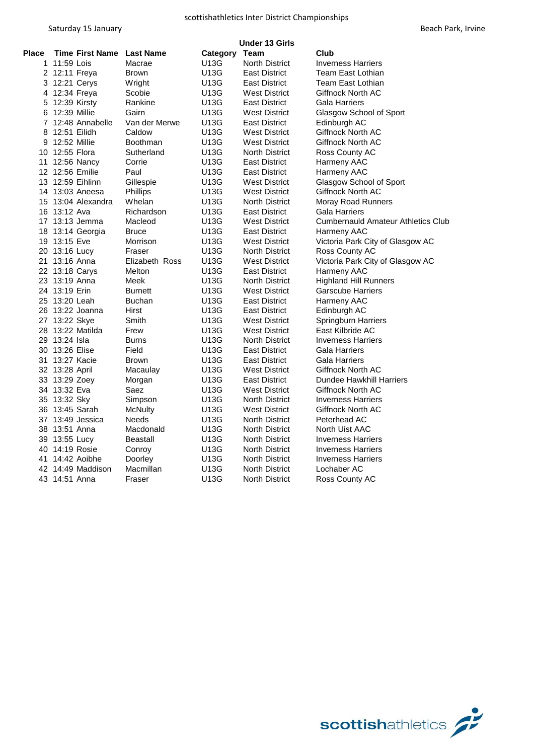scottishathletics Inter District Championships

Saturday 15 January | Beach Park, Irvine

### Under 13 Girls

| Place | Time | First Name | Last Name | Category | Team | Club |
|---|---|---|---|---|---|---|
| 1 | 11:59 | Lois | Macrae | U13G | North District | Inverness Harriers |
| 2 | 12:11 | Freya | Brown | U13G | East District | Team East Lothian |
| 3 | 12:21 | Cerys | Wright | U13G | East District | Team East Lothian |
| 4 | 12:34 | Freya | Scobie | U13G | West District | Giffnock North AC |
| 5 | 12:39 | Kirsty | Rankine | U13G | East District | Gala Harriers |
| 6 | 12:39 | Millie | Gairn | U13G | West District | Glasgow School of Sport |
| 7 | 12:48 | Annabelle | Van der Merwe | U13G | East District | Edinburgh AC |
| 8 | 12:51 | Eilidh | Caldow | U13G | West District | Giffnock North AC |
| 9 | 12:52 | Millie | Boothman | U13G | West District | Giffnock North AC |
| 10 | 12:55 | Flora | Sutherland | U13G | North District | Ross County AC |
| 11 | 12:56 | Nancy | Corrie | U13G | East District | Harmeny AAC |
| 12 | 12:56 | Emilie | Paul | U13G | East District | Harmeny AAC |
| 13 | 12:59 | Eihlinn | Gillespie | U13G | West District | Glasgow School of Sport |
| 14 | 13:03 | Aneesa | Phillips | U13G | West District | Giffnock North AC |
| 15 | 13:04 | Alexandra | Whelan | U13G | North District | Moray Road Runners |
| 16 | 13:12 | Ava | Richardson | U13G | East District | Gala Harriers |
| 17 | 13:13 | Jemma | Macleod | U13G | West District | Cumbernauld Amateur Athletics Club |
| 18 | 13:14 | Georgia | Bruce | U13G | East District | Harmeny AAC |
| 19 | 13:15 | Eve | Morrison | U13G | West District | Victoria Park City of Glasgow AC |
| 20 | 13:16 | Lucy | Fraser | U13G | North District | Ross County AC |
| 21 | 13:16 | Anna | Elizabeth Ross | U13G | West District | Victoria Park City of Glasgow AC |
| 22 | 13:18 | Carys | Melton | U13G | East District | Harmeny AAC |
| 23 | 13:19 | Anna | Meek | U13G | North District | Highland Hill Runners |
| 24 | 13:19 | Erin | Burnett | U13G | West District | Garscube Harriers |
| 25 | 13:20 | Leah | Buchan | U13G | East District | Harmeny AAC |
| 26 | 13:22 | Joanna | Hirst | U13G | East District | Edinburgh AC |
| 27 | 13:22 | Skye | Smith | U13G | West District | Springburn Harriers |
| 28 | 13:22 | Matilda | Frew | U13G | West District | East Kilbride AC |
| 29 | 13:24 | Isla | Burns | U13G | North District | Inverness Harriers |
| 30 | 13:26 | Elise | Field | U13G | East District | Gala Harriers |
| 31 | 13:27 | Kacie | Brown | U13G | East District | Gala Harriers |
| 32 | 13:28 | April | Macaulay | U13G | West District | Giffnock North AC |
| 33 | 13:29 | Zoey | Morgan | U13G | East District | Dundee Hawkhill Harriers |
| 34 | 13:32 | Eva | Saez | U13G | West District | Giffnock North AC |
| 35 | 13:32 | Sky | Simpson | U13G | North District | Inverness Harriers |
| 36 | 13:45 | Sarah | McNulty | U13G | West District | Giffnock North AC |
| 37 | 13:49 | Jessica | Needs | U13G | North District | Peterhead AC |
| 38 | 13:51 | Anna | Macdonald | U13G | North District | North Uist AAC |
| 39 | 13:55 | Lucy | Beastall | U13G | North District | Inverness Harriers |
| 40 | 14:19 | Rosie | Conroy | U13G | North District | Inverness Harriers |
| 41 | 14:42 | Aoibhe | Doorley | U13G | North District | Inverness Harriers |
| 42 | 14:49 | Maddison | Macmillan | U13G | North District | Lochaber AC |
| 43 | 14:51 | Anna | Fraser | U13G | North District | Ross County AC |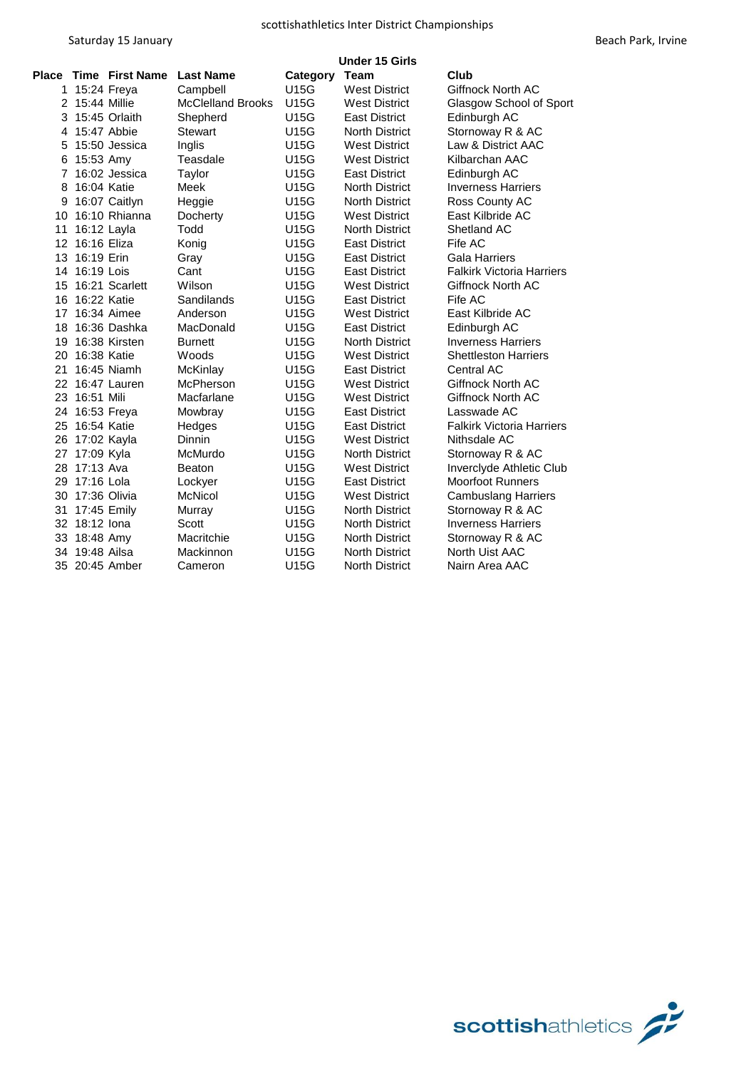scottishathletics Inter District Championships

Saturday 15 January

Beach Park, Irvine

## Under 15 Girls

| Place | Time | First Name | Last Name | Category | Team | Club |
|---|---|---|---|---|---|---|
| 1 | 15:24 | Freya | Campbell | U15G | West District | Giffnock North AC |
| 2 | 15:44 | Millie | McClelland Brooks | U15G | West District | Glasgow School of Sport |
| 3 | 15:45 | Orlaith | Shepherd | U15G | East District | Edinburgh AC |
| 4 | 15:47 | Abbie | Stewart | U15G | North District | Stornoway R & AC |
| 5 | 15:50 | Jessica | Inglis | U15G | West District | Law & District AAC |
| 6 | 15:53 | Amy | Teasdale | U15G | West District | Kilbarchan AAC |
| 7 | 16:02 | Jessica | Taylor | U15G | East District | Edinburgh AC |
| 8 | 16:04 | Katie | Meek | U15G | North District | Inverness Harriers |
| 9 | 16:07 | Caitlyn | Heggie | U15G | North District | Ross County AC |
| 10 | 16:10 | Rhianna | Docherty | U15G | West District | East Kilbride AC |
| 11 | 16:12 | Layla | Todd | U15G | North District | Shetland AC |
| 12 | 16:16 | Eliza | Konig | U15G | East District | Fife AC |
| 13 | 16:19 | Erin | Gray | U15G | East District | Gala Harriers |
| 14 | 16:19 | Lois | Cant | U15G | East District | Falkirk Victoria Harriers |
| 15 | 16:21 | Scarlett | Wilson | U15G | West District | Giffnock North AC |
| 16 | 16:22 | Katie | Sandilands | U15G | East District | Fife AC |
| 17 | 16:34 | Aimee | Anderson | U15G | West District | East Kilbride AC |
| 18 | 16:36 | Dashka | MacDonald | U15G | East District | Edinburgh AC |
| 19 | 16:38 | Kirsten | Burnett | U15G | North District | Inverness Harriers |
| 20 | 16:38 | Katie | Woods | U15G | West District | Shettleston Harriers |
| 21 | 16:45 | Niamh | McKinlay | U15G | East District | Central AC |
| 22 | 16:47 | Lauren | McPherson | U15G | West District | Giffnock North AC |
| 23 | 16:51 | Mili | Macfarlane | U15G | West District | Giffnock North AC |
| 24 | 16:53 | Freya | Mowbray | U15G | East District | Lasswade AC |
| 25 | 16:54 | Katie | Hedges | U15G | East District | Falkirk Victoria Harriers |
| 26 | 17:02 | Kayla | Dinnin | U15G | West District | Nithsdale AC |
| 27 | 17:09 | Kyla | McMurdo | U15G | North District | Stornoway R & AC |
| 28 | 17:13 | Ava | Beaton | U15G | West District | Inverclyde Athletic Club |
| 29 | 17:16 | Lola | Lockyer | U15G | East District | Moorfoot Runners |
| 30 | 17:36 | Olivia | McNicol | U15G | West District | Cambuslang Harriers |
| 31 | 17:45 | Emily | Murray | U15G | North District | Stornoway R & AC |
| 32 | 18:12 | Iona | Scott | U15G | North District | Inverness Harriers |
| 33 | 18:48 | Amy | Macritchie | U15G | North District | Stornoway R & AC |
| 34 | 19:48 | Ailsa | Mackinnon | U15G | North District | North Uist AAC |
| 35 | 20:45 | Amber | Cameron | U15G | North District | Nairn Area AAC |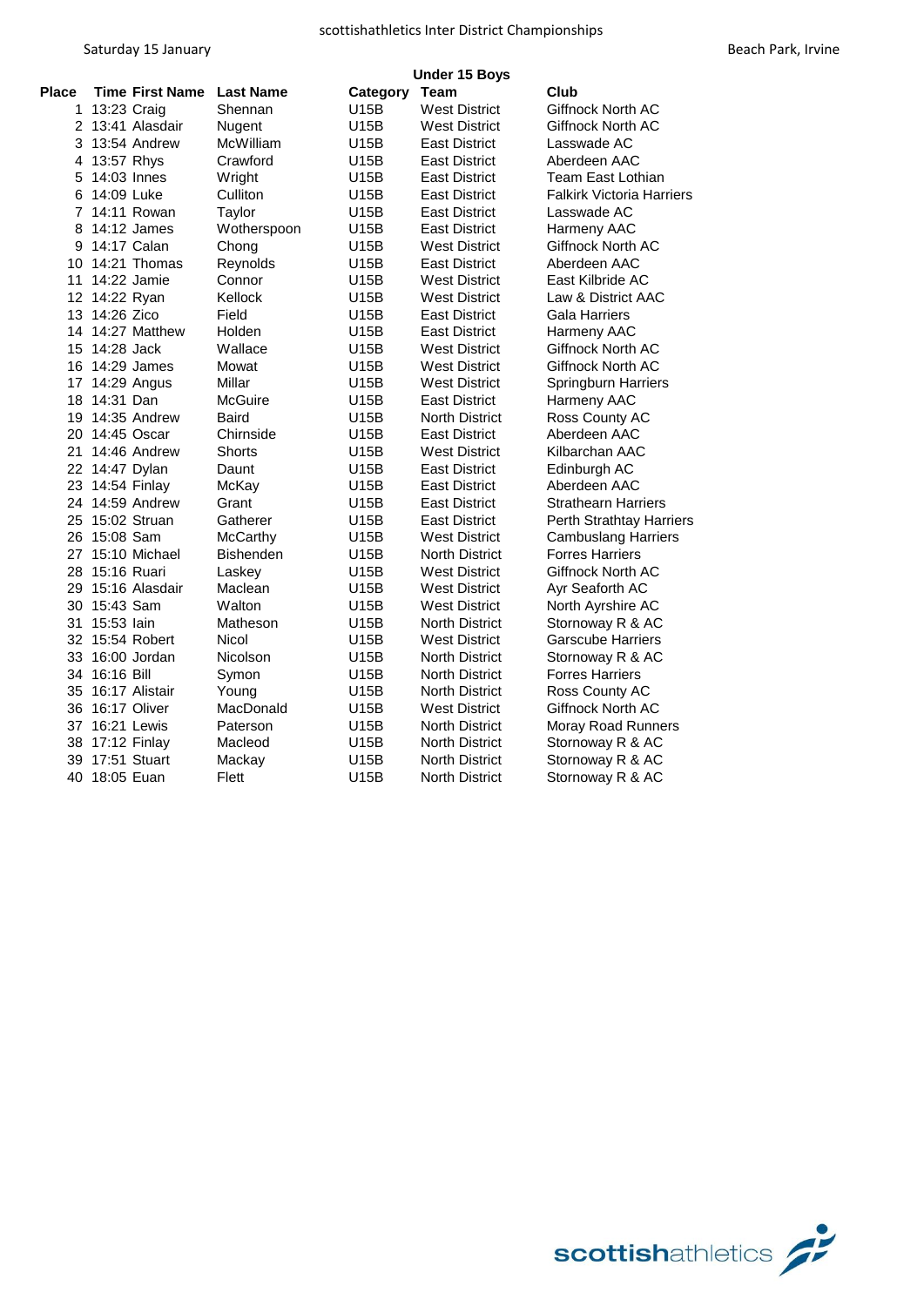scottishathletics Inter District Championships

Saturday 15 January

Beach Park, Irvine

## Under 15 Boys

| Place | Time | First Name | Last Name | Category | Team | Club |
|---|---|---|---|---|---|---|
| 1 | 13:23 | Craig | Shennan | U15B | West District | Giffnock North AC |
| 2 | 13:41 | Alasdair | Nugent | U15B | West District | Giffnock North AC |
| 3 | 13:54 | Andrew | McWilliam | U15B | East District | Lasswade AC |
| 4 | 13:57 | Rhys | Crawford | U15B | East District | Aberdeen AAC |
| 5 | 14:03 | Innes | Wright | U15B | East District | Team East Lothian |
| 6 | 14:09 | Luke | Culliton | U15B | East District | Falkirk Victoria Harriers |
| 7 | 14:11 | Rowan | Taylor | U15B | East District | Lasswade AC |
| 8 | 14:12 | James | Wotherspoon | U15B | East District | Harmeny AAC |
| 9 | 14:17 | Calan | Chong | U15B | West District | Giffnock North AC |
| 10 | 14:21 | Thomas | Reynolds | U15B | East District | Aberdeen AAC |
| 11 | 14:22 | Jamie | Connor | U15B | West District | East Kilbride AC |
| 12 | 14:22 | Ryan | Kellock | U15B | West District | Law & District AAC |
| 13 | 14:26 | Zico | Field | U15B | East District | Gala Harriers |
| 14 | 14:27 | Matthew | Holden | U15B | East District | Harmeny AAC |
| 15 | 14:28 | Jack | Wallace | U15B | West District | Giffnock North AC |
| 16 | 14:29 | James | Mowat | U15B | West District | Giffnock North AC |
| 17 | 14:29 | Angus | Millar | U15B | West District | Springburn Harriers |
| 18 | 14:31 | Dan | McGuire | U15B | East District | Harmeny AAC |
| 19 | 14:35 | Andrew | Baird | U15B | North District | Ross County AC |
| 20 | 14:45 | Oscar | Chirnside | U15B | East District | Aberdeen AAC |
| 21 | 14:46 | Andrew | Shorts | U15B | West District | Kilbarchan AAC |
| 22 | 14:47 | Dylan | Daunt | U15B | East District | Edinburgh AC |
| 23 | 14:54 | Finlay | McKay | U15B | East District | Aberdeen AAC |
| 24 | 14:59 | Andrew | Grant | U15B | East District | Strathearn Harriers |
| 25 | 15:02 | Struan | Gatherer | U15B | East District | Perth Strathtay Harriers |
| 26 | 15:08 | Sam | McCarthy | U15B | West District | Cambuslang Harriers |
| 27 | 15:10 | Michael | Bishenden | U15B | North District | Forres Harriers |
| 28 | 15:16 | Ruari | Laskey | U15B | West District | Giffnock North AC |
| 29 | 15:16 | Alasdair | Maclean | U15B | West District | Ayr Seaforth AC |
| 30 | 15:43 | Sam | Walton | U15B | West District | North Ayrshire AC |
| 31 | 15:53 | Iain | Matheson | U15B | North District | Stornoway R & AC |
| 32 | 15:54 | Robert | Nicol | U15B | West District | Garscube Harriers |
| 33 | 16:00 | Jordan | Nicolson | U15B | North District | Stornoway R & AC |
| 34 | 16:16 | Bill | Symon | U15B | North District | Forres Harriers |
| 35 | 16:17 | Alistair | Young | U15B | North District | Ross County AC |
| 36 | 16:17 | Oliver | MacDonald | U15B | West District | Giffnock North AC |
| 37 | 16:21 | Lewis | Paterson | U15B | North District | Moray Road Runners |
| 38 | 17:12 | Finlay | Macleod | U15B | North District | Stornoway R & AC |
| 39 | 17:51 | Stuart | Mackay | U15B | North District | Stornoway R & AC |
| 40 | 18:05 | Euan | Flett | U15B | North District | Stornoway R & AC |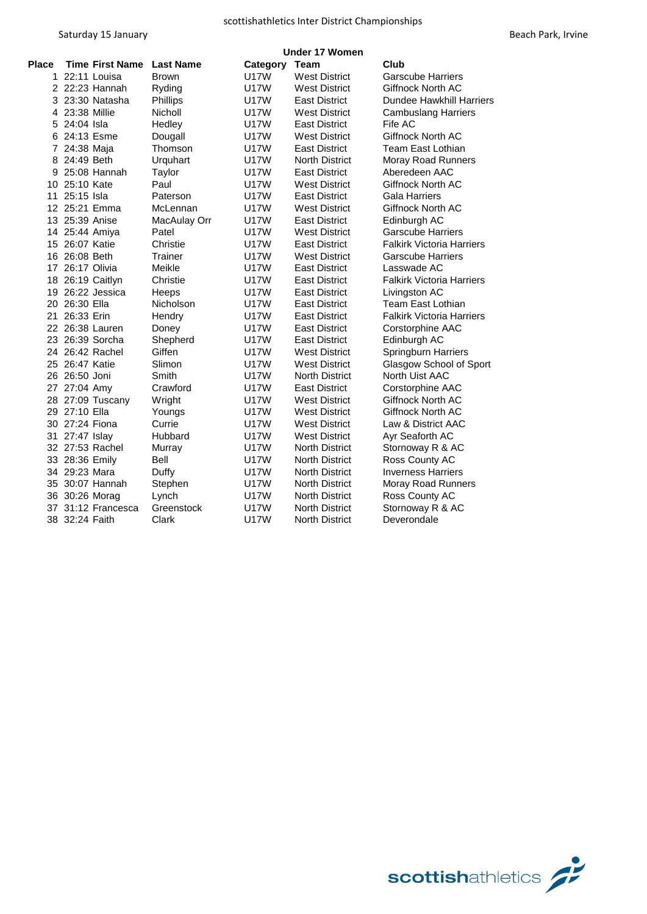scottishathletics Inter District Championships

Saturday 15 January

Beach Park, Irvine

## Under 17 Women

| Place | Time | First Name | Last Name | Category | Team | Club |
|---|---|---|---|---|---|---|
| 1 | 22:11 | Louisa | Brown | U17W | West District | Garscube Harriers |
| 2 | 22:23 | Hannah | Ryding | U17W | West District | Giffnock North AC |
| 3 | 23:30 | Natasha | Phillips | U17W | East District | Dundee Hawkhill Harriers |
| 4 | 23:38 | Millie | Nicholl | U17W | West District | Cambuslang Harriers |
| 5 | 24:04 | Isla | Hedley | U17W | East District | Fife AC |
| 6 | 24:13 | Esme | Dougall | U17W | West District | Giffnock North AC |
| 7 | 24:38 | Maja | Thomson | U17W | East District | Team East Lothian |
| 8 | 24:49 | Beth | Urquhart | U17W | North District | Moray Road Runners |
| 9 | 25:08 | Hannah | Taylor | U17W | East District | Aberedeen AAC |
| 10 | 25:10 | Kate | Paul | U17W | West District | Giffnock North AC |
| 11 | 25:15 | Isla | Paterson | U17W | East District | Gala Harriers |
| 12 | 25:21 | Emma | McLennan | U17W | West District | Giffnock North AC |
| 13 | 25:39 | Anise | MacAulay Orr | U17W | East District | Edinburgh AC |
| 14 | 25:44 | Amiya | Patel | U17W | West District | Garscube Harriers |
| 15 | 26:07 | Katie | Christie | U17W | East District | Falkirk Victoria Harriers |
| 16 | 26:08 | Beth | Trainer | U17W | West District | Garscube Harriers |
| 17 | 26:17 | Olivia | Meikle | U17W | East District | Lasswade AC |
| 18 | 26:19 | Caitlyn | Christie | U17W | East District | Falkirk Victoria Harriers |
| 19 | 26:22 | Jessica | Heeps | U17W | East District | Livingston AC |
| 20 | 26:30 | Ella | Nicholson | U17W | East District | Team East Lothian |
| 21 | 26:33 | Erin | Hendry | U17W | East District | Falkirk Victoria Harriers |
| 22 | 26:38 | Lauren | Doney | U17W | East District | Corstorphine AAC |
| 23 | 26:39 | Sorcha | Shepherd | U17W | East District | Edinburgh AC |
| 24 | 26:42 | Rachel | Giffen | U17W | West District | Springburn Harriers |
| 25 | 26:47 | Katie | Slimon | U17W | West District | Glasgow School of Sport |
| 26 | 26:50 | Joni | Smith | U17W | North District | North Uist AAC |
| 27 | 27:04 | Amy | Crawford | U17W | East District | Corstorphine AAC |
| 28 | 27:09 | Tuscany | Wright | U17W | West District | Giffnock North AC |
| 29 | 27:10 | Ella | Youngs | U17W | West District | Giffnock North AC |
| 30 | 27:24 | Fiona | Currie | U17W | West District | Law & District AAC |
| 31 | 27:47 | Islay | Hubbard | U17W | West District | Ayr Seaforth AC |
| 32 | 27:53 | Rachel | Murray | U17W | North District | Stornoway R & AC |
| 33 | 28:36 | Emily | Bell | U17W | North District | Ross County AC |
| 34 | 29:23 | Mara | Duffy | U17W | North District | Inverness Harriers |
| 35 | 30:07 | Hannah | Stephen | U17W | North District | Moray Road Runners |
| 36 | 30:26 | Morag | Lynch | U17W | North District | Ross County AC |
| 37 | 31:12 | Francesca | Greenstock | U17W | North District | Stornoway R & AC |
| 38 | 32:24 | Faith | Clark | U17W | North District | Deverondale |

scottishathletics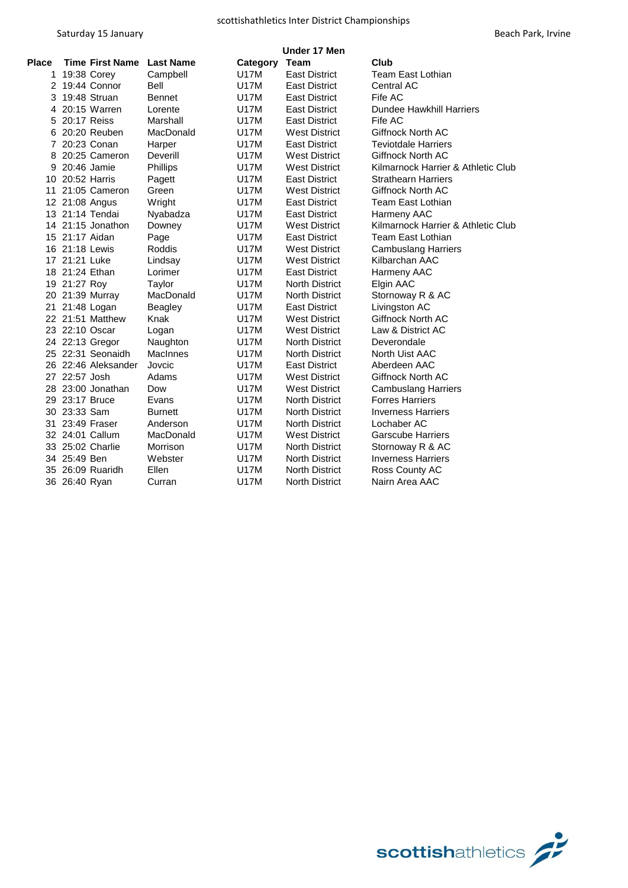scottishathletics Inter District Championships

Saturday 15 January — Beach Park, Irvine

## Under 17 Men

| Place | Time | First Name | Last Name | Category | Team | Club |
|---|---|---|---|---|---|---|
| 1 | 19:38 | Corey | Campbell | U17M | East District | Team East Lothian |
| 2 | 19:44 | Connor | Bell | U17M | East District | Central AC |
| 3 | 19:48 | Struan | Bennet | U17M | East District | Fife AC |
| 4 | 20:15 | Warren | Lorente | U17M | East District | Dundee Hawkhill Harriers |
| 5 | 20:17 | Reiss | Marshall | U17M | East District | Fife AC |
| 6 | 20:20 | Reuben | MacDonald | U17M | West District | Giffnock North AC |
| 7 | 20:23 | Conan | Harper | U17M | East District | Teviotdale Harriers |
| 8 | 20:25 | Cameron | Deverill | U17M | West District | Giffnock North AC |
| 9 | 20:46 | Jamie | Phillips | U17M | West District | Kilmarnock Harrier & Athletic Club |
| 10 | 20:52 | Harris | Pagett | U17M | East District | Strathearn Harriers |
| 11 | 21:05 | Cameron | Green | U17M | West District | Giffnock North AC |
| 12 | 21:08 | Angus | Wright | U17M | East District | Team East Lothian |
| 13 | 21:14 | Tendai | Nyabadza | U17M | East District | Harmeny AAC |
| 14 | 21:15 | Jonathon | Downey | U17M | West District | Kilmarnock Harrier & Athletic Club |
| 15 | 21:17 | Aidan | Page | U17M | East District | Team East Lothian |
| 16 | 21:18 | Lewis | Roddis | U17M | West District | Cambuslang Harriers |
| 17 | 21:21 | Luke | Lindsay | U17M | West District | Kilbarchan AAC |
| 18 | 21:24 | Ethan | Lorimer | U17M | East District | Harmeny AAC |
| 19 | 21:27 | Roy | Taylor | U17M | North District | Elgin AAC |
| 20 | 21:39 | Murray | MacDonald | U17M | North District | Stornoway R & AC |
| 21 | 21:48 | Logan | Beagley | U17M | East District | Livingston AC |
| 22 | 21:51 | Matthew | Knak | U17M | West District | Giffnock North AC |
| 23 | 22:10 | Oscar | Logan | U17M | West District | Law & District AC |
| 24 | 22:13 | Gregor | Naughton | U17M | North District | Deverondale |
| 25 | 22:31 | Seonaidh | MacInnes | U17M | North District | North Uist AAC |
| 26 | 22:46 | Aleksander | Jovcic | U17M | East District | Aberdeen AAC |
| 27 | 22:57 | Josh | Adams | U17M | West District | Giffnock North AC |
| 28 | 23:00 | Jonathan | Dow | U17M | West District | Cambuslang Harriers |
| 29 | 23:17 | Bruce | Evans | U17M | North District | Forres Harriers |
| 30 | 23:33 | Sam | Burnett | U17M | North District | Inverness Harriers |
| 31 | 23:49 | Fraser | Anderson | U17M | North District | Lochaber AC |
| 32 | 24:01 | Callum | MacDonald | U17M | West District | Garscube Harriers |
| 33 | 25:02 | Charlie | Morrison | U17M | North District | Stornoway R & AC |
| 34 | 25:49 | Ben | Webster | U17M | North District | Inverness Harriers |
| 35 | 26:09 | Ruaridh | Ellen | U17M | North District | Ross County AC |
| 36 | 26:40 | Ryan | Curran | U17M | North District | Nairn Area AAC |

scottishathletics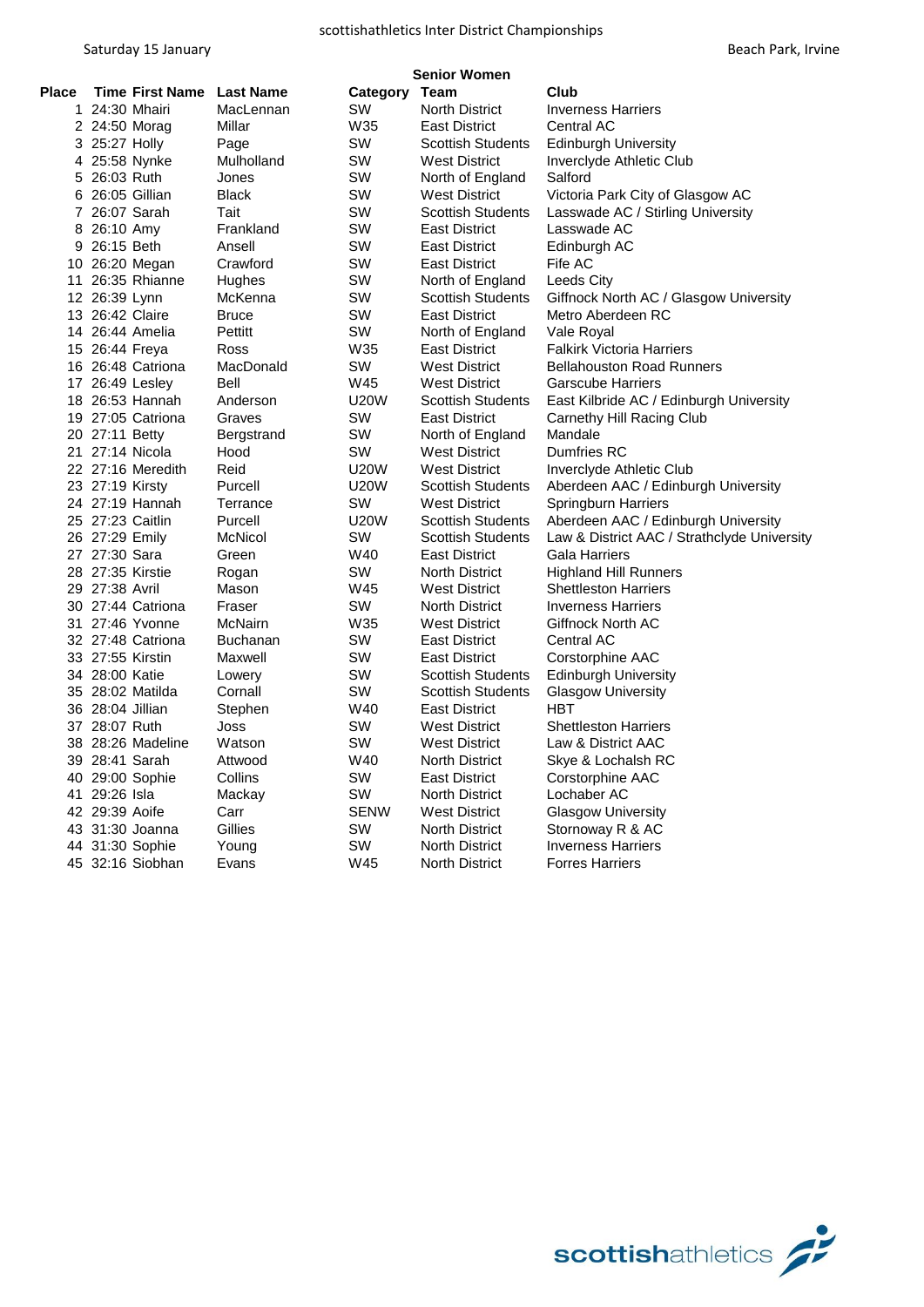scottishathletics Inter District Championships

Saturday 15 January

Beach Park, Irvine

## Senior Women

| Place | Time | First Name | Last Name | Category | Team | Club |
|---|---|---|---|---|---|---|
| 1 | 24:30 | Mhairi | MacLennan | SW | North District | Inverness Harriers |
| 2 | 24:50 | Morag | Millar | W35 | East District | Central AC |
| 3 | 25:27 | Holly | Page | SW | Scottish Students | Edinburgh University |
| 4 | 25:58 | Nynke | Mulholland | SW | West District | Inverclyde Athletic Club |
| 5 | 26:03 | Ruth | Jones | SW | North of England | Salford |
| 6 | 26:05 | Gillian | Black | SW | West District | Victoria Park City of Glasgow AC |
| 7 | 26:07 | Sarah | Tait | SW | Scottish Students | Lasswade AC / Stirling University |
| 8 | 26:10 | Amy | Frankland | SW | East District | Lasswade AC |
| 9 | 26:15 | Beth | Ansell | SW | East District | Edinburgh AC |
| 10 | 26:20 | Megan | Crawford | SW | East District | Fife AC |
| 11 | 26:35 | Rhianne | Hughes | SW | North of England | Leeds City |
| 12 | 26:39 | Lynn | McKenna | SW | Scottish Students | Giffnock North AC / Glasgow University |
| 13 | 26:42 | Claire | Bruce | SW | East District | Metro Aberdeen RC |
| 14 | 26:44 | Amelia | Pettitt | SW | North of England | Vale Royal |
| 15 | 26:44 | Freya | Ross | W35 | East District | Falkirk Victoria Harriers |
| 16 | 26:48 | Catriona | MacDonald | SW | West District | Bellahouston Road Runners |
| 17 | 26:49 | Lesley | Bell | W45 | West District | Garscube Harriers |
| 18 | 26:53 | Hannah | Anderson | U20W | Scottish Students | East Kilbride AC / Edinburgh University |
| 19 | 27:05 | Catriona | Graves | SW | East District | Carnethy Hill Racing Club |
| 20 | 27:11 | Betty | Bergstrand | SW | North of England | Mandale |
| 21 | 27:14 | Nicola | Hood | SW | West District | Dumfries RC |
| 22 | 27:16 | Meredith | Reid | U20W | West District | Inverclyde Athletic Club |
| 23 | 27:19 | Kirsty | Purcell | U20W | Scottish Students | Aberdeen AAC / Edinburgh University |
| 24 | 27:19 | Hannah | Terrance | SW | West District | Springburn Harriers |
| 25 | 27:23 | Caitlin | Purcell | U20W | Scottish Students | Aberdeen AAC / Edinburgh University |
| 26 | 27:29 | Emily | McNicol | SW | Scottish Students | Law & District AAC / Strathclyde University |
| 27 | 27:30 | Sara | Green | W40 | East District | Gala Harriers |
| 28 | 27:35 | Kirstie | Rogan | SW | North District | Highland Hill Runners |
| 29 | 27:38 | Avril | Mason | W45 | West District | Shettleston Harriers |
| 30 | 27:44 | Catriona | Fraser | SW | North District | Inverness Harriers |
| 31 | 27:46 | Yvonne | McNairn | W35 | West District | Giffnock North AC |
| 32 | 27:48 | Catriona | Buchanan | SW | East District | Central AC |
| 33 | 27:55 | Kirstin | Maxwell | SW | East District | Corstorphine AAC |
| 34 | 28:00 | Katie | Lowery | SW | Scottish Students | Edinburgh University |
| 35 | 28:02 | Matilda | Cornall | SW | Scottish Students | Glasgow University |
| 36 | 28:04 | Jillian | Stephen | W40 | East District | HBT |
| 37 | 28:07 | Ruth | Joss | SW | West District | Shettleston Harriers |
| 38 | 28:26 | Madeline | Watson | SW | West District | Law & District AAC |
| 39 | 28:41 | Sarah | Attwood | W40 | North District | Skye & Lochalsh RC |
| 40 | 29:00 | Sophie | Collins | SW | East District | Corstorphine AAC |
| 41 | 29:26 | Isla | Mackay | SW | North District | Lochaber AC |
| 42 | 29:39 | Aoife | Carr | SENW | West District | Glasgow University |
| 43 | 31:30 | Joanna | Gillies | SW | North District | Stornoway R & AC |
| 44 | 31:30 | Sophie | Young | SW | North District | Inverness Harriers |
| 45 | 32:16 | Siobhan | Evans | W45 | North District | Forres Harriers |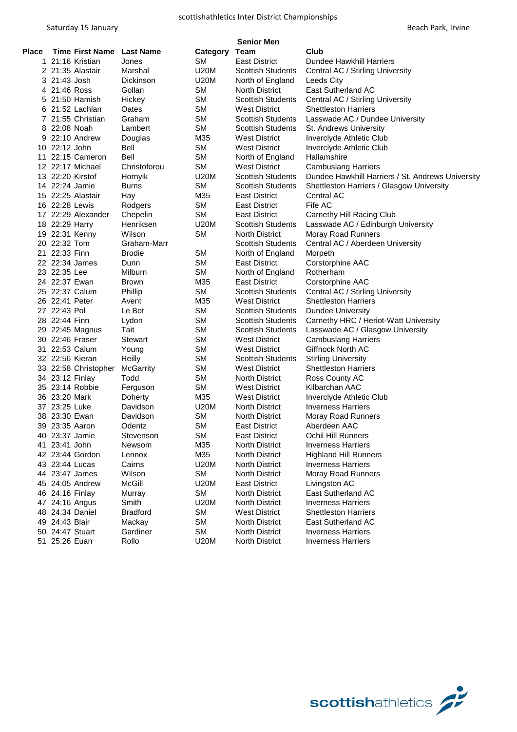scottishathletics Inter District Championships

Saturday 15 January — Beach Park, Irvine

## Senior Men

| Place | Time | First Name | Last Name | Category | Team | Club |
|---|---|---|---|---|---|---|
| 1 | 21:16 | Kristian | Jones | SM | East District | Dundee Hawkhill Harriers |
| 2 | 21:35 | Alastair | Marshal | U20M | Scottish Students | Central AC / Stirling University |
| 3 | 21:43 | Josh | Dickinson | U20M | North of England | Leeds City |
| 4 | 21:46 | Ross | Gollan | SM | North District | East Sutherland AC |
| 5 | 21:50 | Hamish | Hickey | SM | Scottish Students | Central AC / Stirling University |
| 6 | 21:52 | Lachlan | Oates | SM | West District | Shettleston Harriers |
| 7 | 21:55 | Christian | Graham | SM | Scottish Students | Lasswade AC / Dundee University |
| 8 | 22:08 | Noah | Lambert | SM | Scottish Students | St. Andrews University |
| 9 | 22:10 | Andrew | Douglas | M35 | West District | Inverclyde Athletic Club |
| 10 | 22:12 | John | Bell | SM | West District | Inverclyde Athletic Club |
| 11 | 22:15 | Cameron | Bell | SM | North of England | Hallamshire |
| 12 | 22:17 | Michael | Christoforou | SM | West District | Cambuslang Harriers |
| 13 | 22:20 | Kirstof | Hornyik | U20M | Scottish Students | Dundee Hawkhill Harriers / St. Andrews University |
| 14 | 22:24 | Jamie | Burns | SM | Scottish Students | Shettleston Harriers / Glasgow University |
| 15 | 22:25 | Alastair | Hay | M35 | East District | Central AC |
| 16 | 22:28 | Lewis | Rodgers | SM | East District | Fife AC |
| 17 | 22:29 | Alexander | Chepelin | SM | East District | Carnethy Hill Racing Club |
| 18 | 22:29 | Harry | Henriksen | U20M | Scottish Students | Lasswade AC / Edinburgh University |
| 19 | 22:31 | Kenny | Wilson | SM | North District | Moray Road Runners |
| 20 | 22:32 | Tom | Graham-Marr | | Scottish Students | Central AC / Aberdeen University |
| 21 | 22:33 | Finn | Brodie | SM | North of England | Morpeth |
| 22 | 22:34 | James | Dunn | SM | East District | Corstorphine AAC |
| 23 | 22:35 | Lee | Milburn | SM | North of England | Rotherham |
| 24 | 22:37 | Ewan | Brown | M35 | East District | Corstorphine AAC |
| 25 | 22:37 | Calum | Phillip | SM | Scottish Students | Central AC / Stirling University |
| 26 | 22:41 | Peter | Avent | M35 | West District | Shettleston Harriers |
| 27 | 22:43 | Pol | Le Bot | SM | Scottish Students | Dundee University |
| 28 | 22:44 | Finn | Lydon | SM | Scottish Students | Carnethy HRC / Heriot-Watt University |
| 29 | 22:45 | Magnus | Tait | SM | Scottish Students | Lasswade AC / Glasgow University |
| 30 | 22:46 | Fraser | Stewart | SM | West District | Cambuslang Harriers |
| 31 | 22:53 | Calum | Young | SM | West District | Giffnock North AC |
| 32 | 22:56 | Kieran | Reilly | SM | Scottish Students | Stirling University |
| 33 | 22:58 | Christopher | McGarrity | SM | West District | Shettleston Harriers |
| 34 | 23:12 | Finlay | Todd | SM | North District | Ross County AC |
| 35 | 23:14 | Robbie | Ferguson | SM | West District | Kilbarchan AAC |
| 36 | 23:20 | Mark | Doherty | M35 | West District | Inverclyde Athletic Club |
| 37 | 23:25 | Luke | Davidson | U20M | North District | Inverness Harriers |
| 38 | 23:30 | Ewan | Davidson | SM | North District | Moray Road Runners |
| 39 | 23:35 | Aaron | Odentz | SM | East District | Aberdeen AAC |
| 40 | 23:37 | Jamie | Stevenson | SM | East District | Ochil Hill Runners |
| 41 | 23:41 | John | Newsom | M35 | North District | Inverness Harriers |
| 42 | 23:44 | Gordon | Lennox | M35 | North District | Highland Hill Runners |
| 43 | 23:44 | Lucas | Cairns | U20M | North District | Inverness Harriers |
| 44 | 23:47 | James | Wilson | SM | North District | Moray Road Runners |
| 45 | 24:05 | Andrew | McGill | U20M | East District | Livingston AC |
| 46 | 24:16 | Finlay | Murray | SM | North District | East Sutherland AC |
| 47 | 24:16 | Angus | Smith | U20M | North District | Inverness Harriers |
| 48 | 24:34 | Daniel | Bradford | SM | West District | Shettleston Harriers |
| 49 | 24:43 | Blair | Mackay | SM | North District | East Sutherland AC |
| 50 | 24:47 | Stuart | Gardiner | SM | North District | Inverness Harriers |
| 51 | 25:26 | Euan | Rollo | U20M | North District | Inverness Harriers |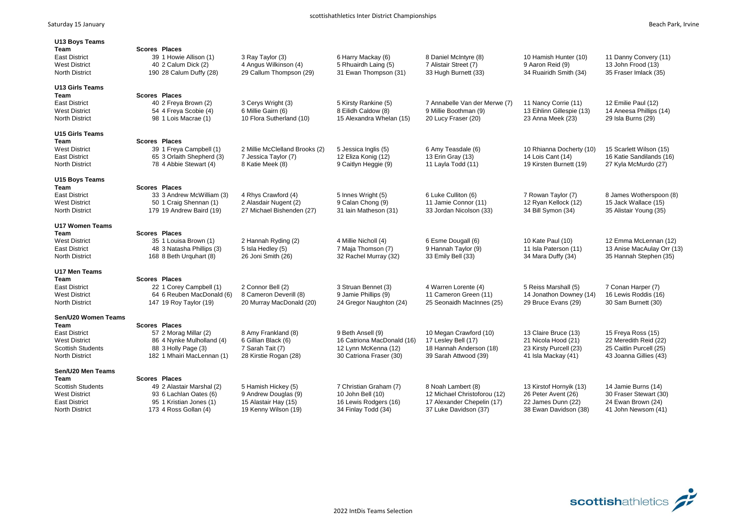# scottishathletics Inter District Championships

Saturday 15 January

Beach Park, Irvine

## U13 Boys Teams

| Team | Scores | Places | | | | | |
|---|---|---|---|---|---|---|---|
| East District | 39 | 1 Howie Allison (1) | 3 Ray Taylor (3) | 6 Harry Mackay (6) | 8 Daniel McIntyre (8) | 10 Hamish Hunter (10) | 11 Danny Convery (11) |
| West District | 40 | 2 Calum Dick (2) | 4 Angus Wilkinson (4) | 5 Rhuairdh Laing (5) | 7 Alistair Street (7) | 9 Aaron Reid (9) | 13 John Frood (13) |
| North District | 190 | 28 Calum Duffy (28) | 29 Callum Thompson (29) | 31 Ewan Thompson (31) | 33 Hugh Burnett (33) | 34 Ruairidh Smith (34) | 35 Fraser Imlack (35) |

## U13 Girls Teams

| Team | Scores | Places | | | | | |
|---|---|---|---|---|---|---|---|
| East District | 40 | 2 Freya Brown (2) | 3 Cerys Wright (3) | 5 Kirsty Rankine (5) | 7 Annabelle Van der Merwe (7) | 11 Nancy Corrie (11) | 12 Emilie Paul (12) |
| West District | 54 | 4 Freya Scobie (4) | 6 Millie Gairn (6) | 8 Eilidh Caldow (8) | 9 Millie Boothman (9) | 13 Eihlinn Gillespie (13) | 14 Aneesa Phillips (14) |
| North District | 98 | 1 Lois Macrae (1) | 10 Flora Sutherland (10) | 15 Alexandra Whelan (15) | 20 Lucy Fraser (20) | 23 Anna Meek (23) | 29 Isla Burns (29) |

## U15 Girls Teams

| Team | Scores | Places | | | | | |
|---|---|---|---|---|---|---|---|
| West District | 39 | 1 Freya Campbell (1) | 2 Millie McClelland Brooks (2) | 5 Jessica Inglis (5) | 6 Amy Teasdale (6) | 10 Rhianna Docherty (10) | 15 Scarlett Wilson (15) |
| East District | 65 | 3 Orlaith Shepherd (3) | 7 Jessica Taylor (7) | 12 Eliza Konig (12) | 13 Erin Gray (13) | 14 Lois Cant (14) | 16 Katie Sandilands (16) |
| North District | 78 | 4 Abbie Stewart (4) | 8 Katie Meek (8) | 9 Caitlyn Heggie (9) | 11 Layla Todd (11) | 19 Kirsten Burnett (19) | 27 Kyla McMurdo (27) |

## U15 Boys Teams

| Team | Scores | Places | | | | | |
|---|---|---|---|---|---|---|---|
| East District | 33 | 3 Andrew McWilliam (3) | 4 Rhys Crawford (4) | 5 Innes Wright (5) | 6 Luke Culliton (6) | 7 Rowan Taylor (7) | 8 James Wotherspoon (8) |
| West District | 50 | 1 Craig Shennan (1) | 2 Alasdair Nugent (2) | 9 Calan Chong (9) | 11 Jamie Connor (11) | 12 Ryan Kellock (12) | 15 Jack Wallace (15) |
| North District | 179 | 19 Andrew Baird (19) | 27 Michael Bishenden (27) | 31 Iain Matheson (31) | 33 Jordan Nicolson (33) | 34 Bill Symon (34) | 35 Alistair Young (35) |

## U17 Women Teams

| Team | Scores | Places | | | | | |
|---|---|---|---|---|---|---|---|
| West District | 35 | 1 Louisa Brown (1) | 2 Hannah Ryding (2) | 4 Millie Nicholl (4) | 6 Esme Dougall (6) | 10 Kate Paul (10) | 12 Emma McLennan (12) |
| East District | 48 | 3 Natasha Phillips (3) | 5 Isla Hedley (5) | 7 Maja Thomson (7) | 9 Hannah Taylor (9) | 11 Isla Paterson (11) | 13 Anise MacAulay Orr (13) |
| North District | 168 | 8 Beth Urquhart (8) | 26 Joni Smith (26) | 32 Rachel Murray (32) | 33 Emily Bell (33) | 34 Mara Duffy (34) | 35 Hannah Stephen (35) |

## U17 Men Teams

| Team | Scores | Places | | | | | |
|---|---|---|---|---|---|---|---|
| East District | 22 | 1 Corey Campbell (1) | 2 Connor Bell (2) | 3 Struan Bennet (3) | 4 Warren Lorente (4) | 5 Reiss Marshall (5) | 7 Conan Harper (7) |
| West District | 64 | 6 Reuben MacDonald (6) | 8 Cameron Deverill (8) | 9 Jamie Phillips (9) | 11 Cameron Green (11) | 14 Jonathon Downey (14) | 16 Lewis Roddis (16) |
| North District | 147 | 19 Roy Taylor (19) | 20 Murray MacDonald (20) | 24 Gregor Naughton (24) | 25 Seonaidh MacInnes (25) | 29 Bruce Evans (29) | 30 Sam Burnett (30) |

## Sen/U20 Women Teams

| Team | Scores | Places | | | | | |
|---|---|---|---|---|---|---|---|
| East District | 57 | 2 Morag Millar (2) | 8 Amy Frankland (8) | 9 Beth Ansell (9) | 10 Megan Crawford (10) | 13 Claire Bruce (13) | 15 Freya Ross (15) |
| West District | 86 | 4 Nynke Mulholland (4) | 6 Gillian Black (6) | 16 Catriona MacDonald (16) | 17 Lesley Bell (17) | 21 Nicola Hood (21) | 22 Meredith Reid (22) |
| Scottish Students | 88 | 3 Holly Page (3) | 7 Sarah Tait (7) | 12 Lynn McKenna (12) | 18 Hannah Anderson (18) | 23 Kirsty Purcell (23) | 25 Caitlin Purcell (25) |
| North District | 182 | 1 Mhairi MacLennan (1) | 28 Kirstie Rogan (28) | 30 Catriona Fraser (30) | 39 Sarah Attwood (39) | 41 Isla Mackay (41) | 43 Joanna Gillies (43) |

## Sen/U20 Men Teams

| Team | Scores | Places | | | | | |
|---|---|---|---|---|---|---|---|
| Scottish Students | 49 | 2 Alastair Marshal (2) | 5 Hamish Hickey (5) | 7 Christian Graham (7) | 8 Noah Lambert (8) | 13 Kirstof Hornyik (13) | 14 Jamie Burns (14) |
| West District | 93 | 6 Lachlan Oates (6) | 9 Andrew Douglas (9) | 10 John Bell (10) | 12 Michael Christoforou (12) | 26 Peter Avent (26) | 30 Fraser Stewart (30) |
| East District | 95 | 1 Kristian Jones (1) | 15 Alastair Hay (15) | 16 Lewis Rodgers (16) | 17 Alexander Chepelin (17) | 22 James Dunn (22) | 24 Ewan Brown (24) |
| North District | 173 | 4 Ross Gollan (4) | 19 Kenny Wilson (19) | 34 Finlay Todd (34) | 37 Luke Davidson (37) | 38 Ewan Davidson (38) | 41 John Newsom (41) |

2022 IntDis Teams Selection